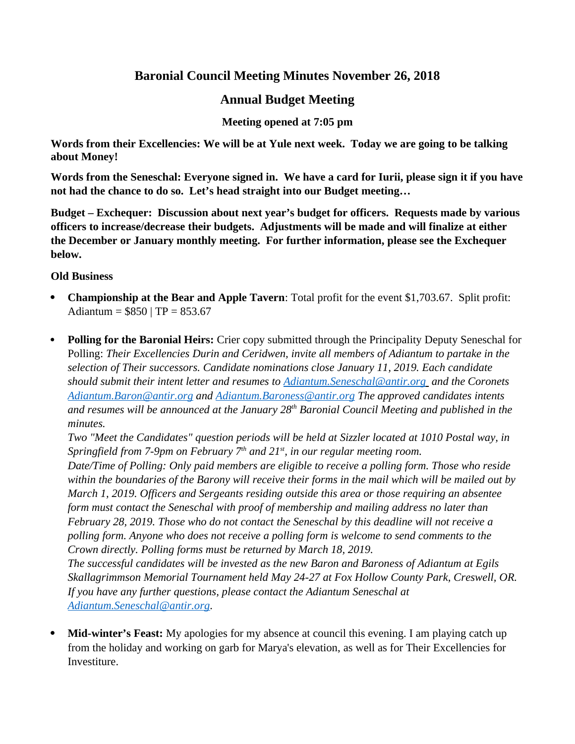# Baronial Council Meeting Minutes November 26, 2018

## Annual Budget Meeting

### Meeting opened at 7:05 pm

**Words from their Excellencies: We will be at Yule next week. Today we are going to be talking about Money!**

**Words from the Seneschal: Everyone signed in. We have a card for Iurii, please sign it if you have not had the chance to do so. Let's head straight into our Budget meeting…**

**Budget – Exchequer: Discussion about next year's budget for officers. Requests made by various officers to increase/decrease their budgets. Adjustments will be made and will finalize at either the December or January monthly meeting. For further information, please see the Exchequer below.**

**Old Business**

- **Championship at the Bear and Apple Tavern**: Total profit for the event $1,703.67. Split profit: Adiantum = $850 | TP = 853.67

- **Polling for the Baronial Heirs:** Crier copy submitted through the Principality Deputy Seneschal for Polling: *Their Excellencies Durin and Ceridwen, invite all members of Adiantum to partake in the selection of Their successors. Candidate nominations close January 11, 2019. Each candidate should submit their intent letter and resumes to [Adiantum.Seneschal@antir.org](mailto:Adiantum.Seneschal@antir.org) and the Coronets [Adiantum.Baron@antir.org](mailto:Adiantum.Baron@antir.org) and [Adiantum.Baroness@antir.org](mailto:Adiantum.Baroness@antir.org) The approved candidates intents and resumes will be announced at the January 28th Baronial Council Meeting and published in the minutes.*
  *Two "Meet the Candidates" question periods will be held at Sizzler located at 1010 Postal way, in Springfield from 7-9pm on February 7th and 21st, in our regular meeting room.*
  *Date/Time of Polling: Only paid members are eligible to receive a polling form. Those who reside within the boundaries of the Barony will receive their forms in the mail which will be mailed out by March 1, 2019. Officers and Sergeants residing outside this area or those requiring an absentee form must contact the Seneschal with proof of membership and mailing address no later than February 28, 2019. Those who do not contact the Seneschal by this deadline will not receive a polling form. Anyone who does not receive a polling form is welcome to send comments to the Crown directly. Polling forms must be returned by March 18, 2019.*
  *The successful candidates will be invested as the new Baron and Baroness of Adiantum at Egils Skallagrimmson Memorial Tournament held May 24-27 at Fox Hollow County Park, Creswell, OR. If you have any further questions, please contact the Adiantum Seneschal at [Adiantum.Seneschal@antir.org](mailto:Adiantum.Seneschal@antir.org).*

- **Mid-winter's Feast:** My apologies for my absence at council this evening. I am playing catch up from the holiday and working on garb for Marya's elevation, as well as for Their Excellencies for Investiture.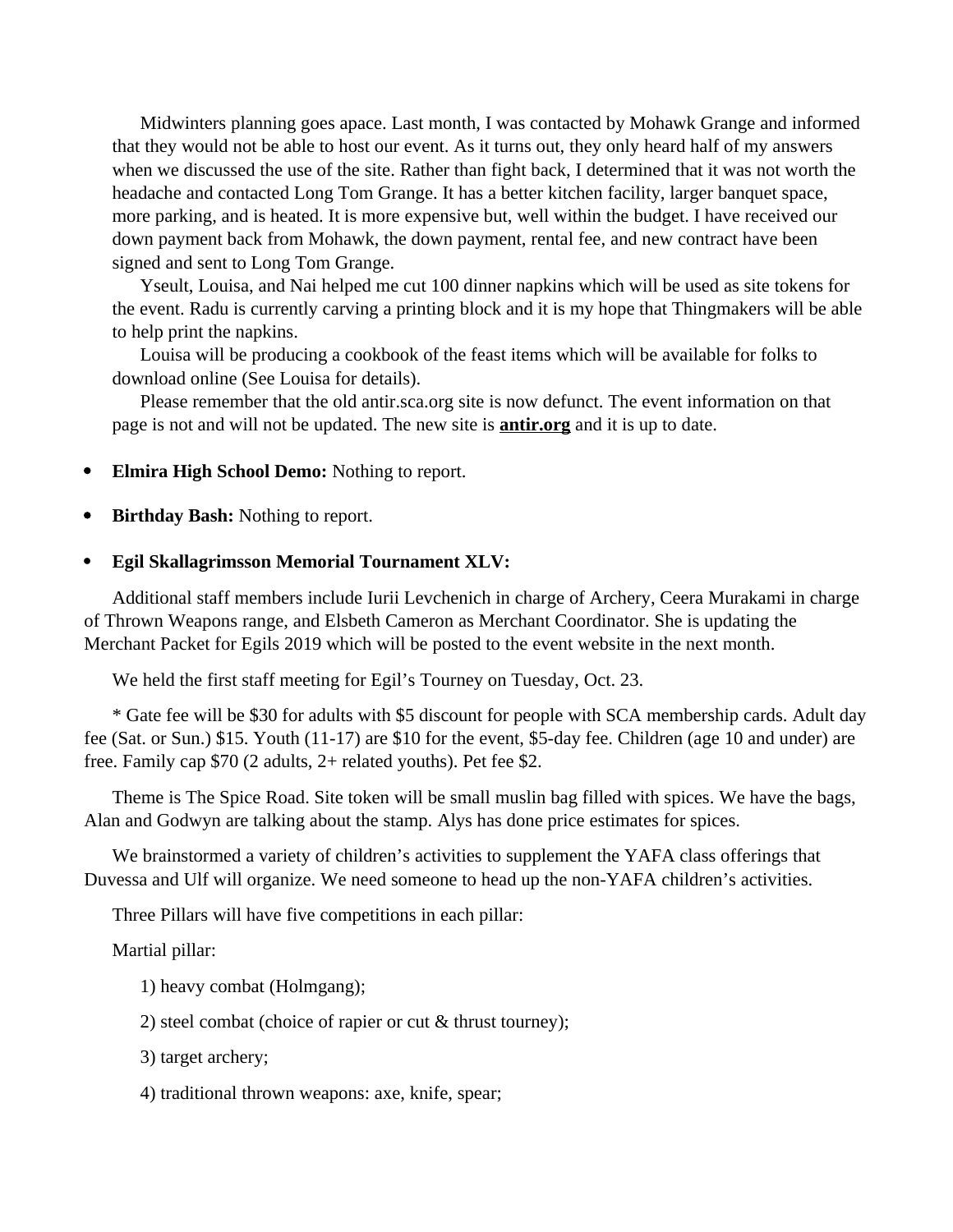Midwinters planning goes apace. Last month, I was contacted by Mohawk Grange and informed that they would not be able to host our event. As it turns out, they only heard half of my answers when we discussed the use of the site. Rather than fight back, I determined that it was not worth the headache and contacted Long Tom Grange. It has a better kitchen facility, larger banquet space, more parking, and is heated. It is more expensive but, well within the budget. I have received our down payment back from Mohawk, the down payment, rental fee, and new contract have been signed and sent to Long Tom Grange.

Yseult, Louisa, and Nai helped me cut 100 dinner napkins which will be used as site tokens for the event. Radu is currently carving a printing block and it is my hope that Thingmakers will be able to help print the napkins.

Louisa will be producing a cookbook of the feast items which will be available for folks to download online (See Louisa for details).

Please remember that the old antir.sca.org site is now defunct. The event information on that page is not and will not be updated. The new site is **antir.org** and it is up to date.

- **Elmira High School Demo:** Nothing to report.
- **Birthday Bash:** Nothing to report.
- **Egil Skallagrimsson Memorial Tournament XLV:**

Additional staff members include Iurii Levchenich in charge of Archery, Ceera Murakami in charge of Thrown Weapons range, and Elsbeth Cameron as Merchant Coordinator. She is updating the Merchant Packet for Egils 2019 which will be posted to the event website in the next month.

We held the first staff meeting for Egil's Tourney on Tuesday, Oct. 23.

* Gate fee will be $30 for adults with $5 discount for people with SCA membership cards. Adult day fee (Sat. or Sun.) $15. Youth (11-17) are $10 for the event, $5-day fee. Children (age 10 and under) are free. Family cap $70 (2 adults, 2+ related youths). Pet fee $2.

Theme is The Spice Road. Site token will be small muslin bag filled with spices. We have the bags, Alan and Godwyn are talking about the stamp. Alys has done price estimates for spices.

We brainstormed a variety of children's activities to supplement the YAFA class offerings that Duvessa and Ulf will organize. We need someone to head up the non-YAFA children's activities.

Three Pillars will have five competitions in each pillar:

Martial pillar:

1) heavy combat (Holmgang);

2) steel combat (choice of rapier or cut & thrust tourney);

3) target archery;

4) traditional thrown weapons: axe, knife, spear;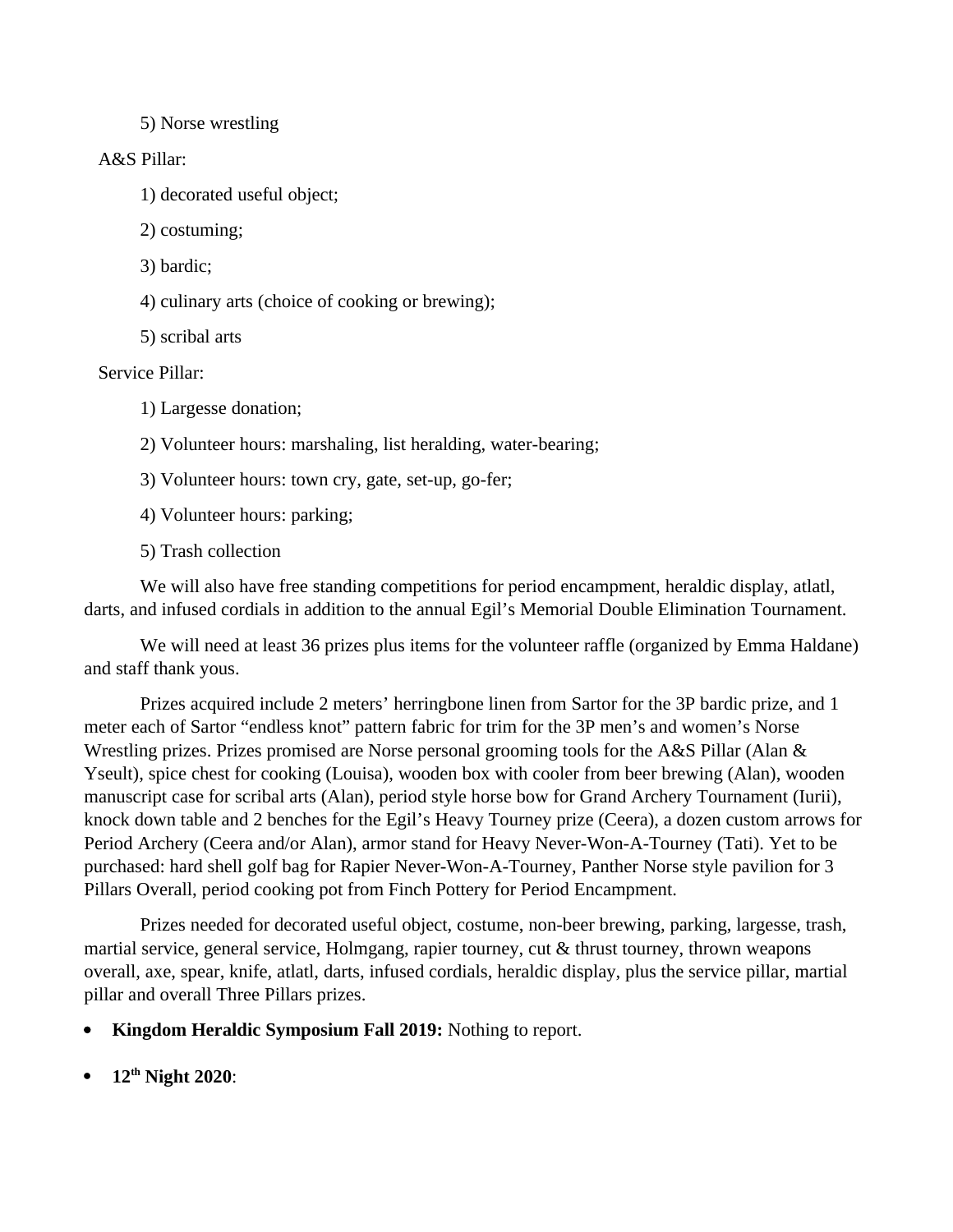5) Norse wrestling

A&S Pillar:

1) decorated useful object;

2) costuming;

3) bardic;

4) culinary arts (choice of cooking or brewing);

5) scribal arts

Service Pillar:

1) Largesse donation;

2) Volunteer hours: marshaling, list heralding, water-bearing;

3) Volunteer hours: town cry, gate, set-up, go-fer;

4) Volunteer hours: parking;

5) Trash collection

We will also have free standing competitions for period encampment, heraldic display, atlatl, darts, and infused cordials in addition to the annual Egil's Memorial Double Elimination Tournament.

We will need at least 36 prizes plus items for the volunteer raffle (organized by Emma Haldane) and staff thank yous.

Prizes acquired include 2 meters' herringbone linen from Sartor for the 3P bardic prize, and 1 meter each of Sartor "endless knot" pattern fabric for trim for the 3P men's and women's Norse Wrestling prizes. Prizes promised are Norse personal grooming tools for the A&S Pillar (Alan & Yseult), spice chest for cooking (Louisa), wooden box with cooler from beer brewing (Alan), wooden manuscript case for scribal arts (Alan), period style horse bow for Grand Archery Tournament (Iurii), knock down table and 2 benches for the Egil's Heavy Tourney prize (Ceera), a dozen custom arrows for Period Archery (Ceera and/or Alan), armor stand for Heavy Never-Won-A-Tourney (Tati). Yet to be purchased: hard shell golf bag for Rapier Never-Won-A-Tourney, Panther Norse style pavilion for 3 Pillars Overall, period cooking pot from Finch Pottery for Period Encampment.

Prizes needed for decorated useful object, costume, non-beer brewing, parking, largesse, trash, martial service, general service, Holmgang, rapier tourney, cut & thrust tourney, thrown weapons overall, axe, spear, knife, atlatl, darts, infused cordials, heraldic display, plus the service pillar, martial pillar and overall Three Pillars prizes.

- **Kingdom Heraldic Symposium Fall 2019:** Nothing to report.

- **12th Night 2020**: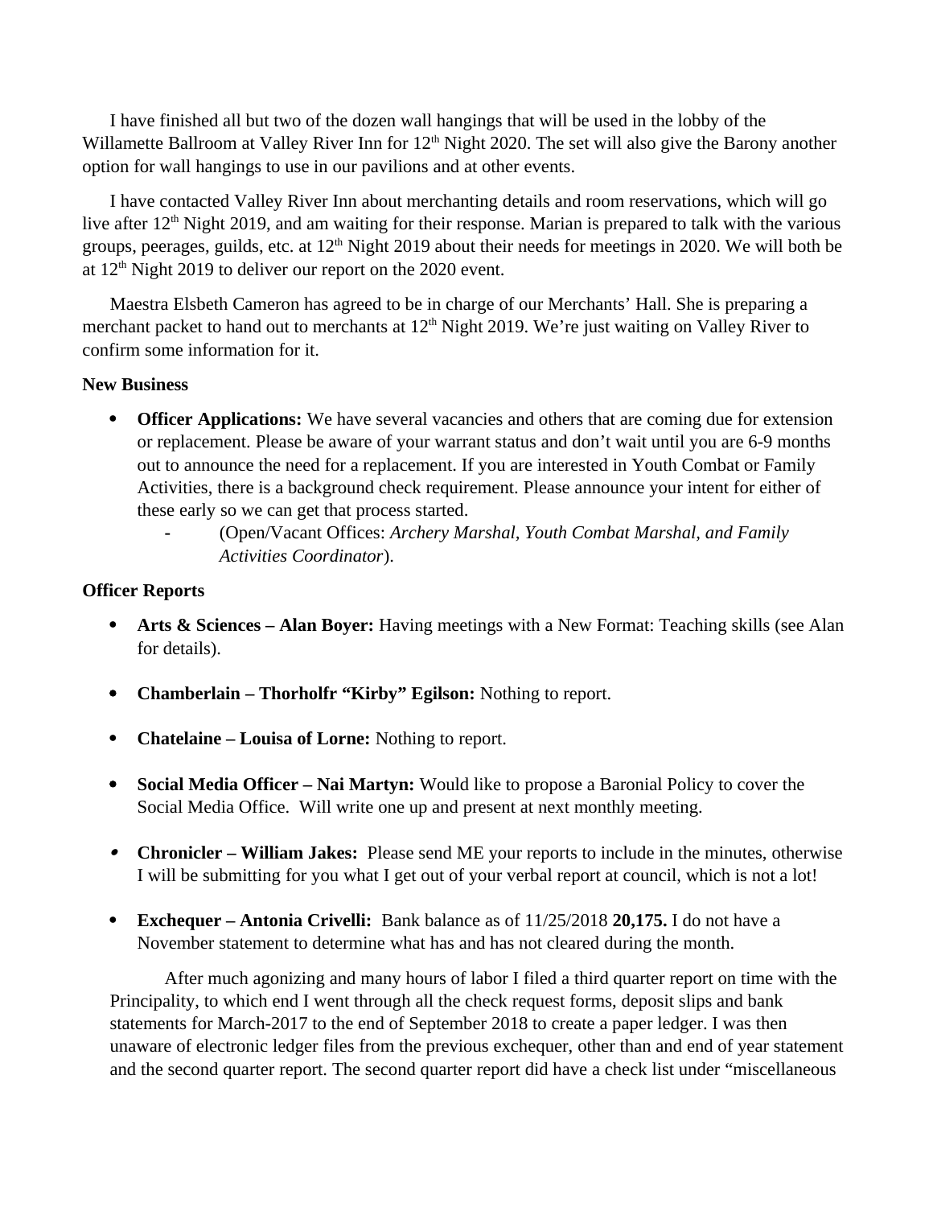I have finished all but two of the dozen wall hangings that will be used in the lobby of the Willamette Ballroom at Valley River Inn for 12th Night 2020. The set will also give the Barony another option for wall hangings to use in our pavilions and at other events.

I have contacted Valley River Inn about merchanting details and room reservations, which will go live after 12th Night 2019, and am waiting for their response. Marian is prepared to talk with the various groups, peerages, guilds, etc. at 12th Night 2019 about their needs for meetings in 2020. We will both be at 12th Night 2019 to deliver our report on the 2020 event.

Maestra Elsbeth Cameron has agreed to be in charge of our Merchants' Hall. She is preparing a merchant packet to hand out to merchants at 12th Night 2019. We're just waiting on Valley River to confirm some information for it.

**New Business**

- **Officer Applications:** We have several vacancies and others that are coming due for extension or replacement. Please be aware of your warrant status and don't wait until you are 6-9 months out to announce the need for a replacement. If you are interested in Youth Combat or Family Activities, there is a background check requirement. Please announce your intent for either of these early so we can get that process started.
  - (Open/Vacant Offices: *Archery Marshal, Youth Combat Marshal, and Family Activities Coordinator*).

**Officer Reports**

- **Arts & Sciences – Alan Boyer:** Having meetings with a New Format: Teaching skills (see Alan for details).

- **Chamberlain – Thorholfr "Kirby" Egilson:** Nothing to report.

- **Chatelaine – Louisa of Lorne:** Nothing to report.

- **Social Media Officer – Nai Martyn:** Would like to propose a Baronial Policy to cover the Social Media Office. Will write one up and present at next monthly meeting.

- **Chronicler – William Jakes:** Please send ME your reports to include in the minutes, otherwise I will be submitting for you what I get out of your verbal report at council, which is not a lot!

- **Exchequer – Antonia Crivelli:** Bank balance as of 11/25/2018 **20,175.** I do not have a November statement to determine what has and has not cleared during the month.

  After much agonizing and many hours of labor I filed a third quarter report on time with the Principality, to which end I went through all the check request forms, deposit slips and bank statements for March-2017 to the end of September 2018 to create a paper ledger. I was then unaware of electronic ledger files from the previous exchequer, other than and end of year statement and the second quarter report. The second quarter report did have a check list under "miscellaneous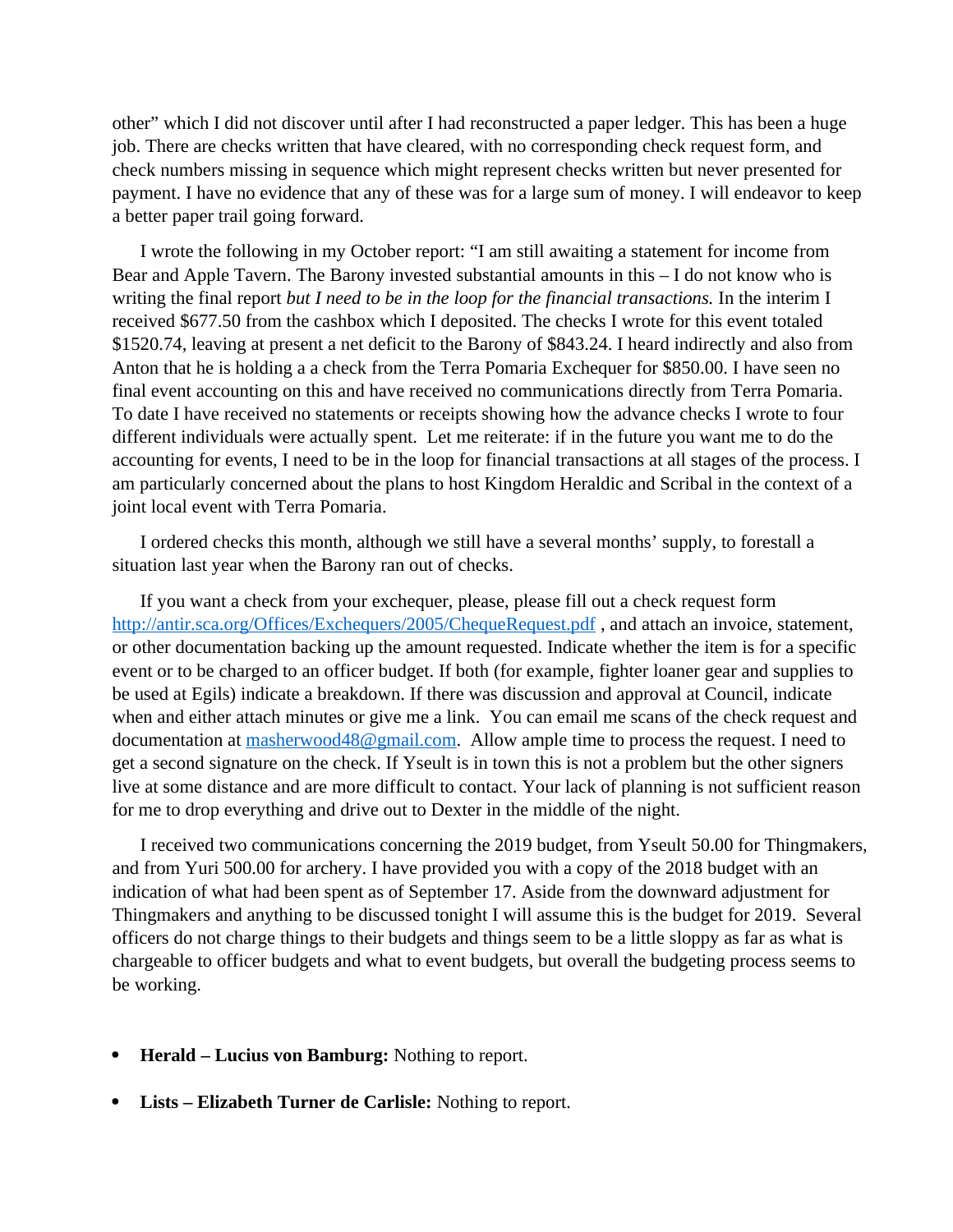other" which I did not discover until after I had reconstructed a paper ledger. This has been a huge job. There are checks written that have cleared, with no corresponding check request form, and check numbers missing in sequence which might represent checks written but never presented for payment. I have no evidence that any of these was for a large sum of money. I will endeavor to keep a better paper trail going forward.

I wrote the following in my October report: "I am still awaiting a statement for income from Bear and Apple Tavern. The Barony invested substantial amounts in this – I do not know who is writing the final report *but I need to be in the loop for the financial transactions.* In the interim I received $677.50 from the cashbox which I deposited. The checks I wrote for this event totaled $1520.74, leaving at present a net deficit to the Barony of $843.24. I heard indirectly and also from Anton that he is holding a a check from the Terra Pomaria Exchequer for $850.00. I have seen no final event accounting on this and have received no communications directly from Terra Pomaria. To date I have received no statements or receipts showing how the advance checks I wrote to four different individuals were actually spent. Let me reiterate: if in the future you want me to do the accounting for events, I need to be in the loop for financial transactions at all stages of the process. I am particularly concerned about the plans to host Kingdom Heraldic and Scribal in the context of a joint local event with Terra Pomaria.

I ordered checks this month, although we still have a several months' supply, to forestall a situation last year when the Barony ran out of checks.

If you want a check from your exchequer, please, please fill out a check request form http://antir.sca.org/Offices/Exchequers/2005/ChequeRequest.pdf , and attach an invoice, statement, or other documentation backing up the amount requested. Indicate whether the item is for a specific event or to be charged to an officer budget. If both (for example, fighter loaner gear and supplies to be used at Egils) indicate a breakdown. If there was discussion and approval at Council, indicate when and either attach minutes or give me a link. You can email me scans of the check request and documentation at masherwood48@gmail.com. Allow ample time to process the request. I need to get a second signature on the check. If Yseult is in town this is not a problem but the other signers live at some distance and are more difficult to contact. Your lack of planning is not sufficient reason for me to drop everything and drive out to Dexter in the middle of the night.

I received two communications concerning the 2019 budget, from Yseult 50.00 for Thingmakers, and from Yuri 500.00 for archery. I have provided you with a copy of the 2018 budget with an indication of what had been spent as of September 17. Aside from the downward adjustment for Thingmakers and anything to be discussed tonight I will assume this is the budget for 2019. Several officers do not charge things to their budgets and things seem to be a little sloppy as far as what is chargeable to officer budgets and what to event budgets, but overall the budgeting process seems to be working.

- **Herald – Lucius von Bamburg:** Nothing to report.
- **Lists – Elizabeth Turner de Carlisle:** Nothing to report.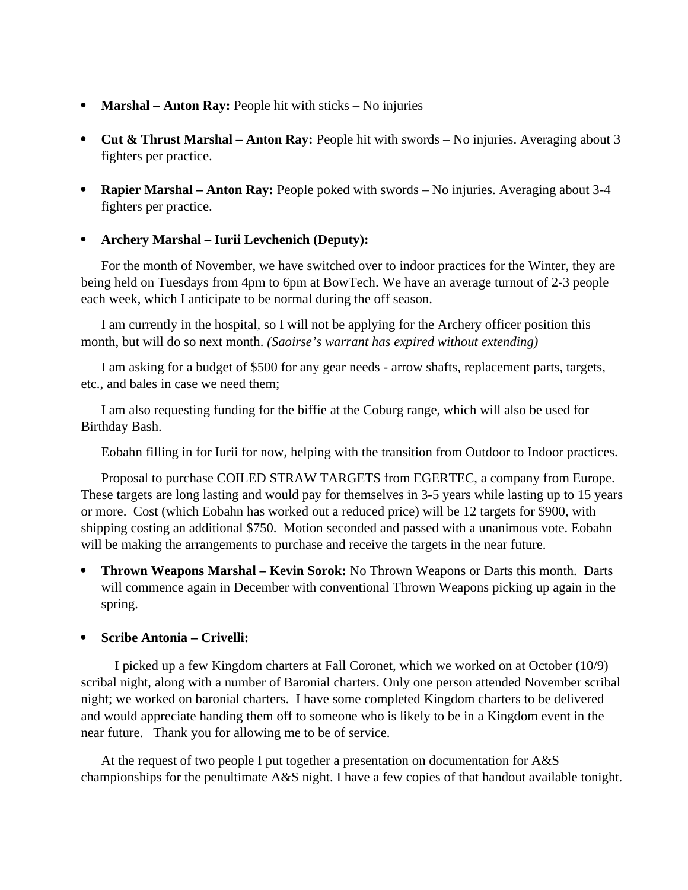- **Marshal – Anton Ray:** People hit with sticks – No injuries

- **Cut & Thrust Marshal – Anton Ray:** People hit with swords – No injuries. Averaging about 3 fighters per practice.

- **Rapier Marshal – Anton Ray:** People poked with swords – No injuries. Averaging about 3-4 fighters per practice.

- **Archery Marshal – Iurii Levchenich (Deputy):**

For the month of November, we have switched over to indoor practices for the Winter, they are being held on Tuesdays from 4pm to 6pm at BowTech. We have an average turnout of 2-3 people each week, which I anticipate to be normal during the off season.

I am currently in the hospital, so I will not be applying for the Archery officer position this month, but will do so next month. *(Saoirse's warrant has expired without extending)*

I am asking for a budget of $500 for any gear needs - arrow shafts, replacement parts, targets, etc., and bales in case we need them;

I am also requesting funding for the biffie at the Coburg range, which will also be used for Birthday Bash.

Eobahn filling in for Iurii for now, helping with the transition from Outdoor to Indoor practices.

Proposal to purchase COILED STRAW TARGETS from EGERTEC, a company from Europe. These targets are long lasting and would pay for themselves in 3-5 years while lasting up to 15 years or more. Cost (which Eobahn has worked out a reduced price) will be 12 targets for $900, with shipping costing an additional $750. Motion seconded and passed with a unanimous vote. Eobahn will be making the arrangements to purchase and receive the targets in the near future.

- **Thrown Weapons Marshal – Kevin Sorok:** No Thrown Weapons or Darts this month. Darts will commence again in December with conventional Thrown Weapons picking up again in the spring.

- **Scribe Antonia – Crivelli:**

I picked up a few Kingdom charters at Fall Coronet, which we worked on at October (10/9) scribal night, along with a number of Baronial charters. Only one person attended November scribal night; we worked on baronial charters. I have some completed Kingdom charters to be delivered and would appreciate handing them off to someone who is likely to be in a Kingdom event in the near future. Thank you for allowing me to be of service.

At the request of two people I put together a presentation on documentation for A&S championships for the penultimate A&S night. I have a few copies of that handout available tonight.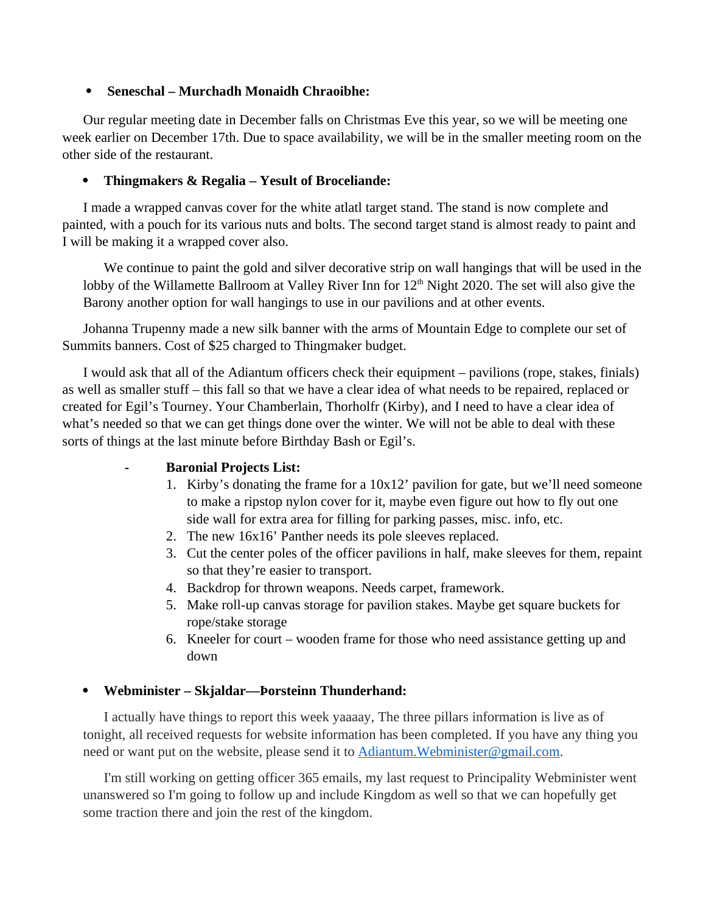- **Seneschal – Murchadh Monaidh Chraoibhe:**

Our regular meeting date in December falls on Christmas Eve this year, so we will be meeting one week earlier on December 17th. Due to space availability, we will be in the smaller meeting room on the other side of the restaurant.

- **Thingmakers & Regalia – Yesult of Broceliande:**

I made a wrapped canvas cover for the white atlatl target stand. The stand is now complete and painted, with a pouch for its various nuts and bolts. The second target stand is almost ready to paint and I will be making it a wrapped cover also.

We continue to paint the gold and silver decorative strip on wall hangings that will be used in the lobby of the Willamette Ballroom at Valley River Inn for 12th Night 2020. The set will also give the Barony another option for wall hangings to use in our pavilions and at other events.

Johanna Trupenny made a new silk banner with the arms of Mountain Edge to complete our set of Summits banners. Cost of $25 charged to Thingmaker budget.

I would ask that all of the Adiantum officers check their equipment – pavilions (rope, stakes, finials) as well as smaller stuff – this fall so that we have a clear idea of what needs to be repaired, replaced or created for Egil's Tourney. Your Chamberlain, Thorholfr (Kirby), and I need to have a clear idea of what's needed so that we can get things done over the winter. We will not be able to deal with these sorts of things at the last minute before Birthday Bash or Egil's.

- **Baronial Projects List:**
  1. Kirby's donating the frame for a 10x12' pavilion for gate, but we'll need someone to make a ripstop nylon cover for it, maybe even figure out how to fly out one side wall for extra area for filling for parking passes, misc. info, etc.
  2. The new 16x16' Panther needs its pole sleeves replaced.
  3. Cut the center poles of the officer pavilions in half, make sleeves for them, repaint so that they're easier to transport.
  4. Backdrop for thrown weapons. Needs carpet, framework.
  5. Make roll-up canvas storage for pavilion stakes. Maybe get square buckets for rope/stake storage
  6. Kneeler for court – wooden frame for those who need assistance getting up and down

- **Webminister – Skjaldar—Þorsteinn Thunderhand:**

I actually have things to report this week yaaaay, The three pillars information is live as of tonight, all received requests for website information has been completed. If you have any thing you need or want put on the website, please send it to Adiantum.Webminister@gmail.com.

I'm still working on getting officer 365 emails, my last request to Principality Webminister went unanswered so I'm going to follow up and include Kingdom as well so that we can hopefully get some traction there and join the rest of the kingdom.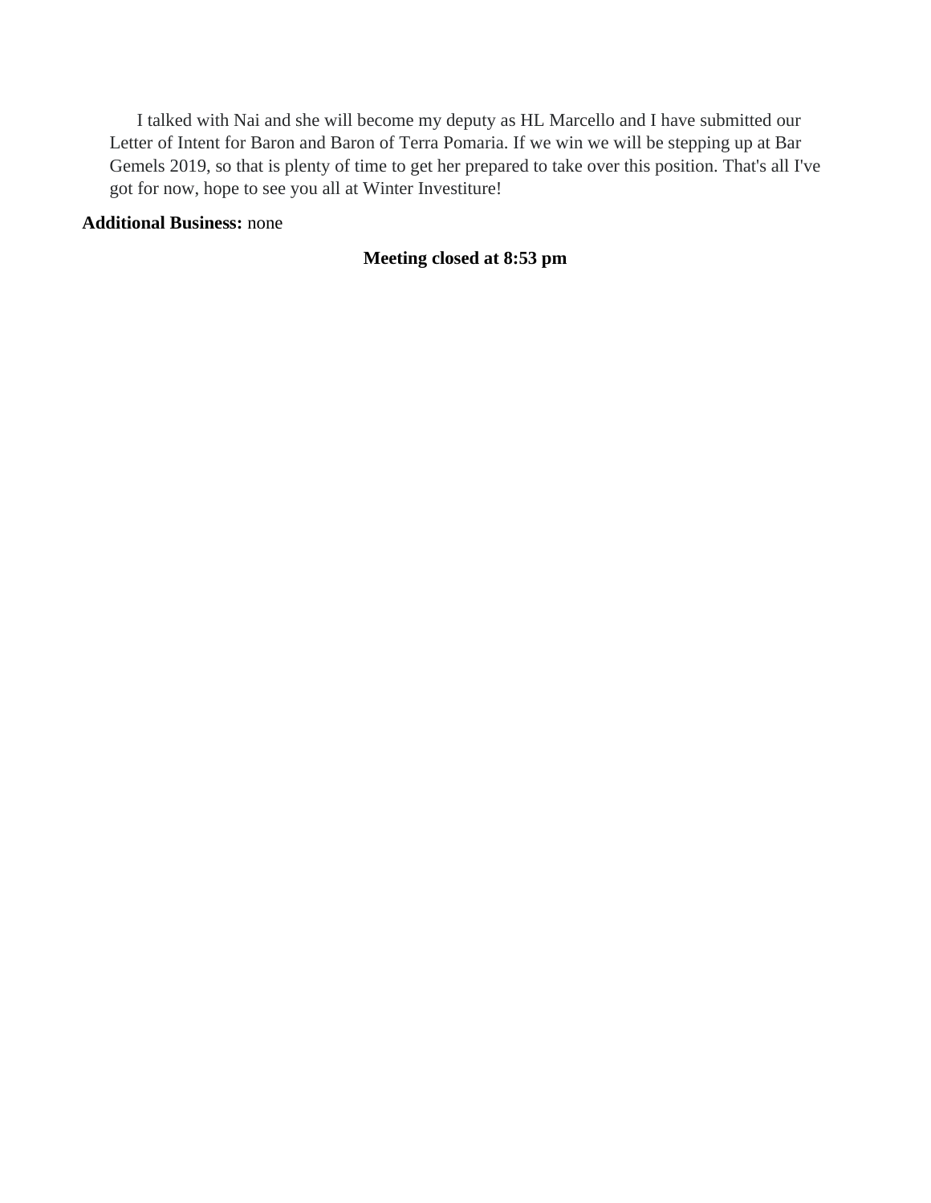I talked with Nai and she will become my deputy as HL Marcello and I have submitted our Letter of Intent for Baron and Baron of Terra Pomaria. If we win we will be stepping up at Bar Gemels 2019, so that is plenty of time to get her prepared to take over this position. That's all I've got for now, hope to see you all at Winter Investiture!

**Additional Business:** none

**Meeting closed at 8:53 pm**